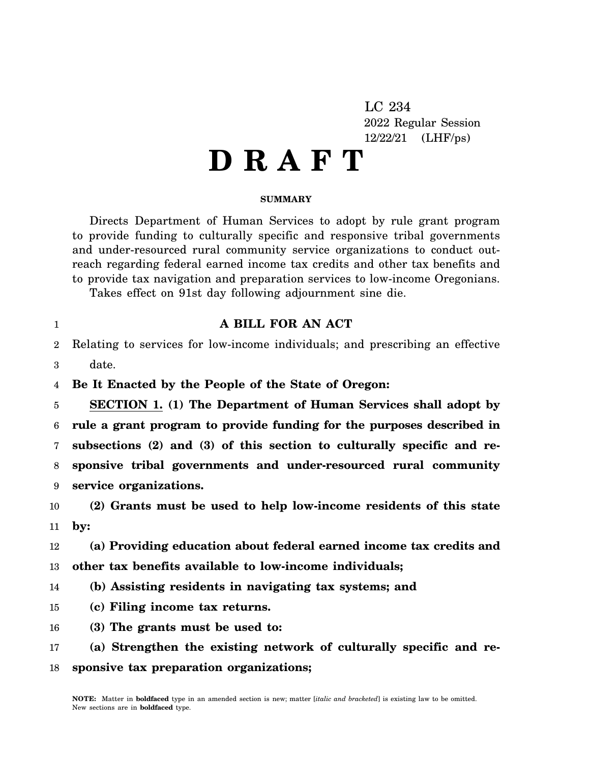LC 234
2022 Regular Session
12/22/21 (LHF/ps)

# D R A F T

**SUMMARY**

Directs Department of Human Services to adopt by rule grant program to provide funding to culturally specific and responsive tribal governments and under-resourced rural community service organizations to conduct outreach regarding federal earned income tax credits and other tax benefits and to provide tax navigation and preparation services to low-income Oregonians.

Takes effect on 91st day following adjournment sine die.

**A BILL FOR AN ACT**

Relating to services for low-income individuals; and prescribing an effective date.

**Be It Enacted by the People of the State of Oregon:**

**SECTION 1. (1) The Department of Human Services shall adopt by rule a grant program to provide funding for the purposes described in subsections (2) and (3) of this section to culturally specific and responsive tribal governments and under-resourced rural community service organizations.**

**(2) Grants must be used to help low-income residents of this state by:**

**(a) Providing education about federal earned income tax credits and other tax benefits available to low-income individuals;**

**(b) Assisting residents in navigating tax systems; and**

**(c) Filing income tax returns.**

**(3) The grants must be used to:**

**(a) Strengthen the existing network of culturally specific and responsive tax preparation organizations;**

NOTE: Matter in **boldfaced** type in an amended section is new; matter [*italic and bracketed*] is existing law to be omitted. New sections are in **boldfaced** type.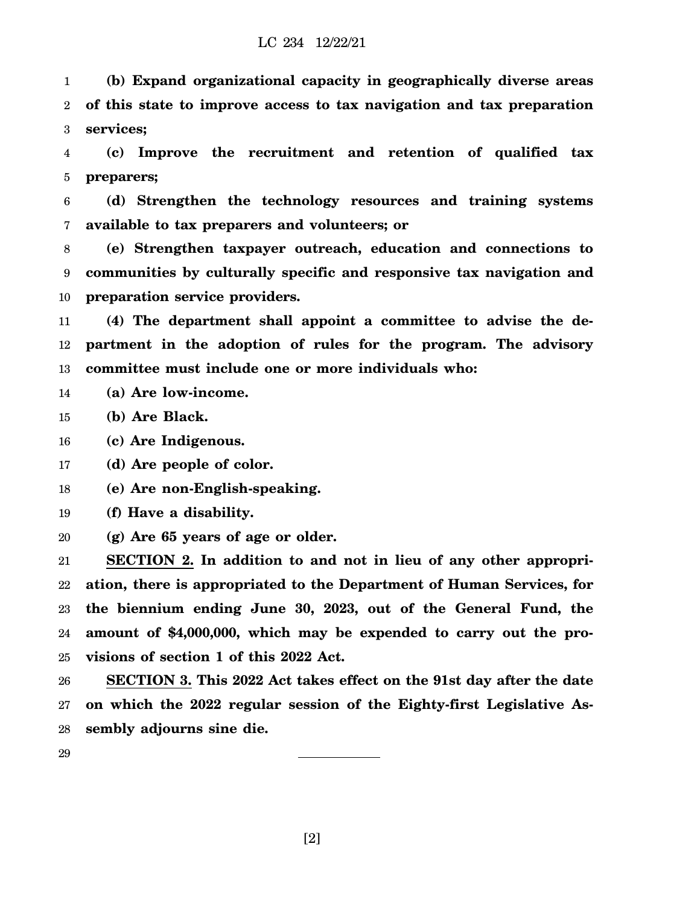**(b) Expand organizational capacity in geographically diverse areas of this state to improve access to tax navigation and tax preparation services;**

**(c) Improve the recruitment and retention of qualified tax preparers;**

**(d) Strengthen the technology resources and training systems available to tax preparers and volunteers; or**

**(e) Strengthen taxpayer outreach, education and connections to communities by culturally specific and responsive tax navigation and preparation service providers.**

**(4) The department shall appoint a committee to advise the department in the adoption of rules for the program. The advisory committee must include one or more individuals who:**

**(a) Are low-income.**

**(b) Are Black.**

**(c) Are Indigenous.**

**(d) Are people of color.**

**(e) Are non-English-speaking.**

**(f) Have a disability.**

**(g) Are 65 years of age or older.**

**SECTION 2. In addition to and not in lieu of any other appropriation, there is appropriated to the Department of Human Services, for the biennium ending June 30, 2023, out of the General Fund, the amount of $4,000,000, which may be expended to carry out the provisions of section 1 of this 2022 Act.**

**SECTION 3. This 2022 Act takes effect on the 91st day after the date on which the 2022 regular session of the Eighty-first Legislative Assembly adjourns sine die.**